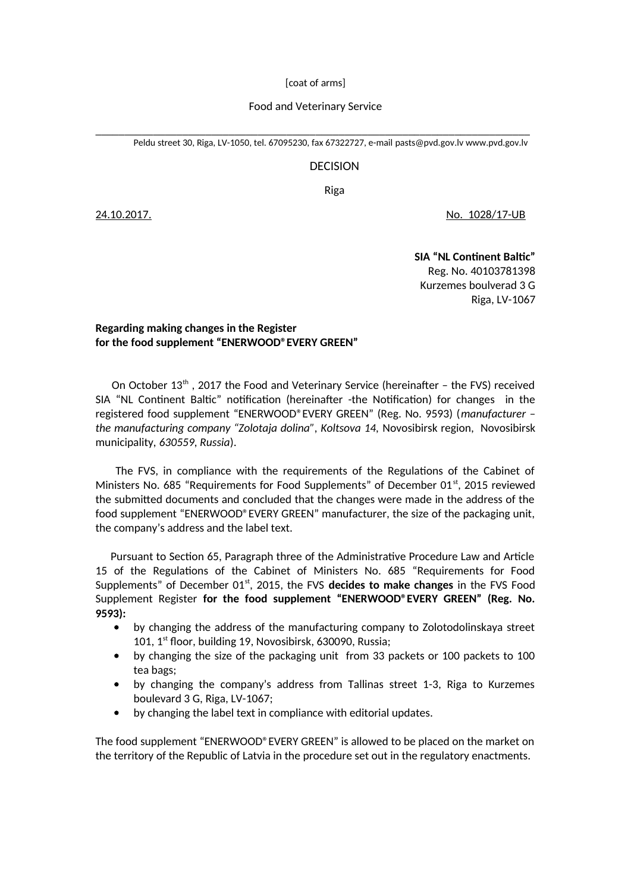[coat of arms]

Food and Veterinary Service

Peldu street 30, Riga, LV-1050, tel. 67095230, fax 67322727, e-mail pasts@pvd.gov.lv www.pvd.gov.lv

DECISION

Riga

24.10.2017. No. 1028/17-UB

**SIA "NL Continent Baltic"**
Reg. No. 40103781398
Kurzemes boulverad 3 G
Riga, LV-1067

**Regarding making changes in the Register**
**for the food supplement "ENERWOOD® EVERY GREEN"**

On October 13th , 2017 the Food and Veterinary Service (hereinafter – the FVS) received SIA "NL Continent Baltic" notification (hereinafter -the Notification) for changes in the registered food supplement "ENERWOOD® EVERY GREEN" (Reg. No. 9593) (*manufacturer – the manufacturing company "Zolotaja dolina"*, *Koltsova 14*, Novosibirsk region, Novosibirsk municipality, *630559*, *Russia*).

The FVS, in compliance with the requirements of the Regulations of the Cabinet of Ministers No. 685 "Requirements for Food Supplements" of December 01st, 2015 reviewed the submitted documents and concluded that the changes were made in the address of the food supplement "ENERWOOD® EVERY GREEN" manufacturer, the size of the packaging unit, the company's address and the label text.

Pursuant to Section 65, Paragraph three of the Administrative Procedure Law and Article 15 of the Regulations of the Cabinet of Ministers No. 685 "Requirements for Food Supplements" of December 01st, 2015, the FVS **decides to make changes** in the FVS Food Supplement Register **for the food supplement "ENERWOOD® EVERY GREEN" (Reg. No. 9593):**

- by changing the address of the manufacturing company to Zolotodolinskaya street 101, 1st floor, building 19, Novosibirsk, 630090, Russia;
- by changing the size of the packaging unit from 33 packets or 100 packets to 100 tea bags;
- by changing the company's address from Tallinas street 1-3, Riga to Kurzemes boulevard 3 G, Riga, LV-1067;
- by changing the label text in compliance with editorial updates.

The food supplement "ENERWOOD® EVERY GREEN" is allowed to be placed on the market on the territory of the Republic of Latvia in the procedure set out in the regulatory enactments.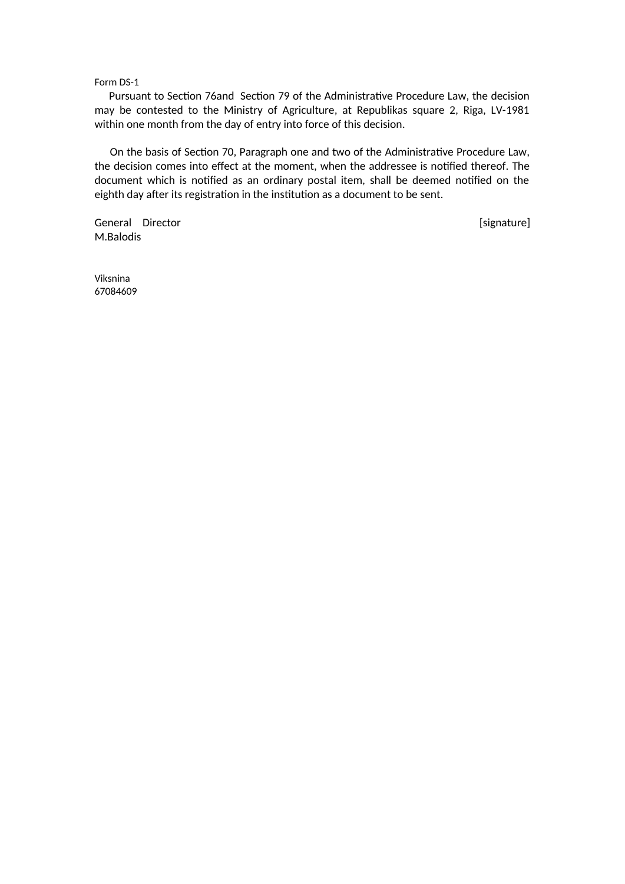Form DS-1

Pursuant to Section 76and Section 79 of the Administrative Procedure Law, the decision may be contested to the Ministry of Agriculture, at Republikas square 2, Riga, LV-1981 within one month from the day of entry into force of this decision.

On the basis of Section 70, Paragraph one and two of the Administrative Procedure Law, the decision comes into effect at the moment, when the addressee is notified thereof. The document which is notified as an ordinary postal item, shall be deemed notified on the eighth day after its registration in the institution as a document to be sent.

General Director [signature] M.Balodis

Viksnina
67084609